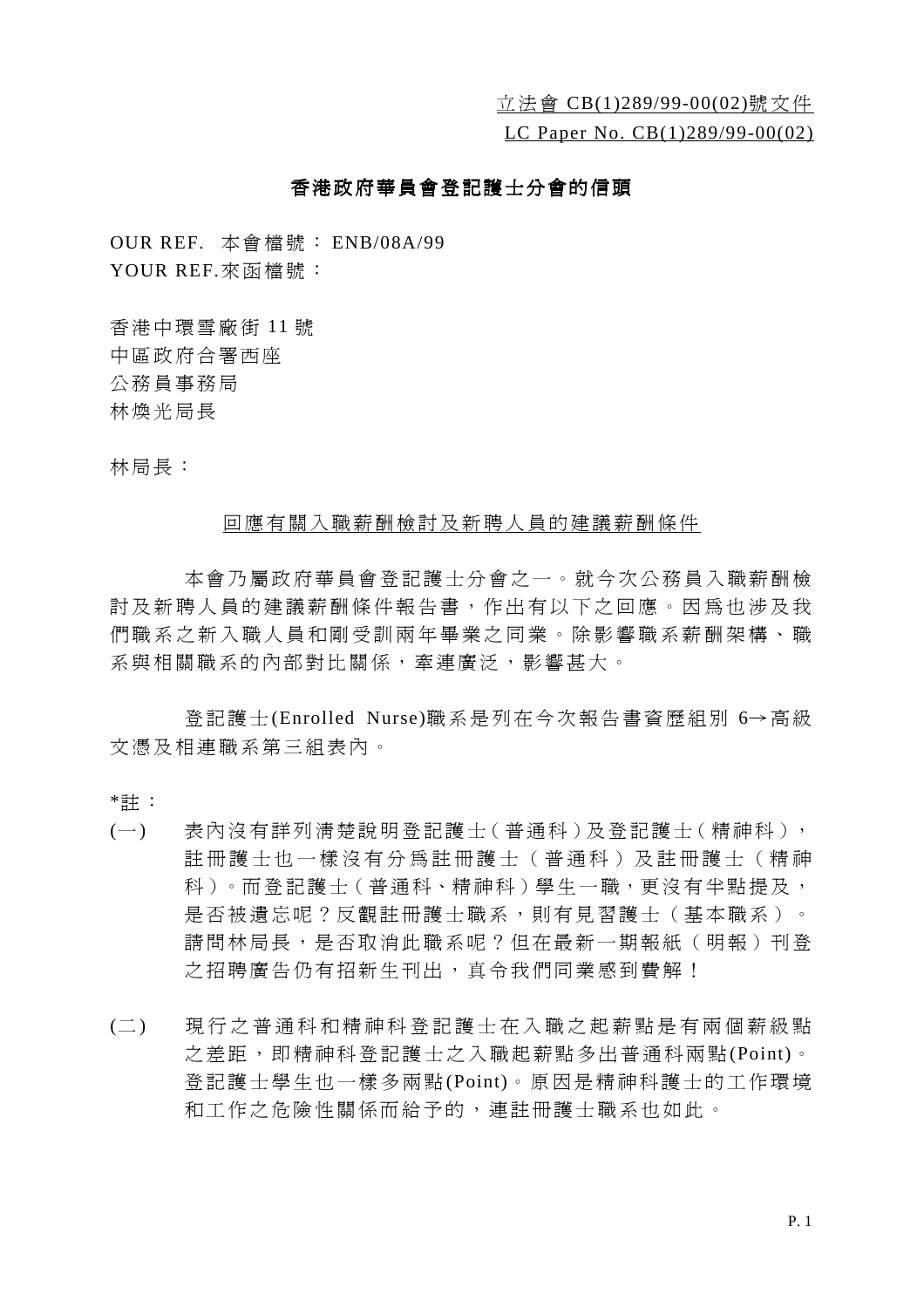立法會 CB(1)289/99-00(02)號文件
LC Paper No. CB(1)289/99-00(02)

## 香港政府華員會登記護士分會的信頭

OUR REF. 本會檔號：ENB/08A/99
YOUR REF.來函檔號：

香港中環雪廠街 11 號
中區政府合署西座
公務員事務局
林煥光局長

林局長：

回應有關入職薪酬檢討及新聘人員的建議薪酬條件

本會乃屬政府華員會登記護士分會之一。就今次公務員入職薪酬檢討及新聘人員的建議薪酬條件報告書，作出有以下之回應。因為也涉及我們職系之新入職人員和剛受訓兩年畢業之同業。除影響職系薪酬架構、職系與相關職系的內部對比關係，牽連廣泛，影響甚大。

登記護士(Enrolled Nurse)職系是列在今次報告書資歷組別 6→高級文憑及相連職系第三組表內。

*註：

(一) 表內沒有詳列清楚說明登記護士（普通科）及登記護士（精神科），註冊護士也一樣沒有分為註冊護士（普通科）及註冊護士（精神科）。而登記護士（普通科、精神科）學生一職，更沒有半點提及，是否被遺忘呢？反觀註冊護士職系，則有見習護士（基本職系）。請問林局長，是否取消此職系呢？但在最新一期報紙（明報）刊登之招聘廣告仍有招新生刊出，真令我們同業感到費解！

(二) 現行之普通科和精神科登記護士在入職之起薪點是有兩個薪級點之差距，即精神科登記護士之入職起薪點多出普通科兩點(Point)。登記護士學生也一樣多兩點(Point)。原因是精神科護士的工作環境和工作之危險性關係而給予的，連註冊護士職系也如此。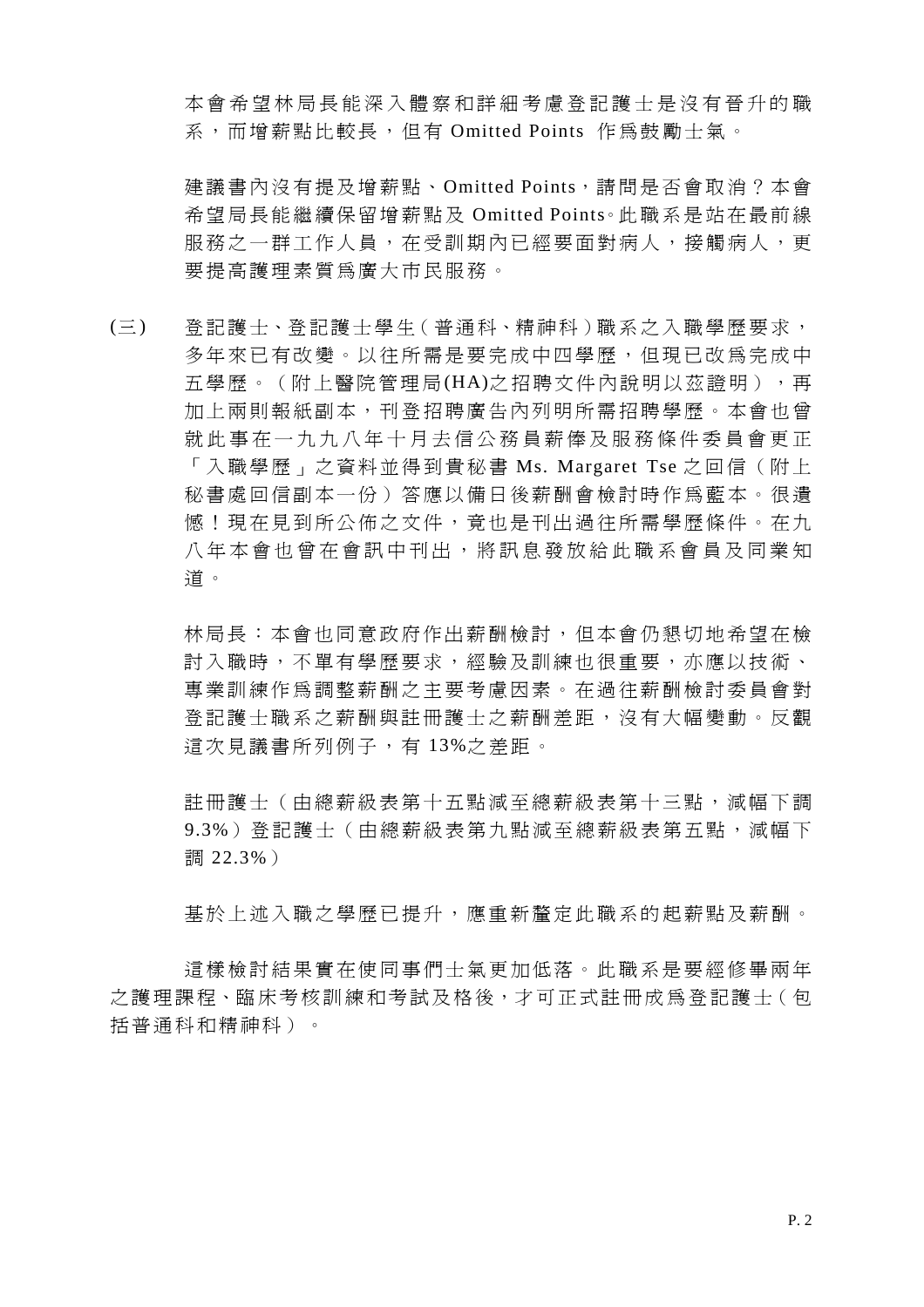本會希望林局長能深入體察和詳細考慮登記護士是沒有晉升的職系，而增薪點比較長，但有 Omitted Points 作為鼓勵士氣。

建議書內沒有提及增薪點、Omitted Points，請問是否會取消？本會希望局長能繼續保留增薪點及 Omitted Points。此職系是站在最前線服務之一群工作人員，在受訓期內已經要面對病人，接觸病人，更要提高護理素質為廣大市民服務。

(三) 登記護士、登記護士學生（普通科、精神科）職系之入職學歷要求，多年來已有改變。以往所需是要完成中四學歷，但現已改為完成中五學歷。（附上醫院管理局(HA)之招聘文件內說明以茲證明），再加上兩則報紙副本，刊登招聘廣告內列明所需招聘學歷。本會也曾就此事在一九九八年十月去信公務員薪俸及服務條件委員會更正「入職學歷」之資料並得到貴秘書 Ms. Margaret Tse 之回信（附上秘書處回信副本一份）答應以備日後薪酬會檢討時作為藍本。很遺憾！現在見到所公佈之文件，竟也是刊出過往所需學歷條件。在九八年本會也曾在會訊中刊出，將訊息發放給此職系會員及同業知道。

林局長：本會也同意政府作出薪酬檢討，但本會仍懇切地希望在檢討入職時，不單有學歷要求，經驗及訓練也很重要，亦應以技術、專業訓練作為調整薪酬之主要考慮因素。在過往薪酬檢討委員會對登記護士職系之薪酬與註冊護士之薪酬差距，沒有大幅變動。反觀這次見議書所列例子，有 13%之差距。

註冊護士（由總薪級表第十五點減至總薪級表第十三點，減幅下調 9.3%）登記護士（由總薪級表第九點減至總薪級表第五點，減幅下調 22.3%）

基於上述入職之學歷已提升，應重新釐定此職系的起薪點及薪酬。

這樣檢討結果實在使同事們士氣更加低落。此職系是要經修畢兩年之護理課程、臨床考核訓練和考試及格後，才可正式註冊成為登記護士（包括普通科和精神科）。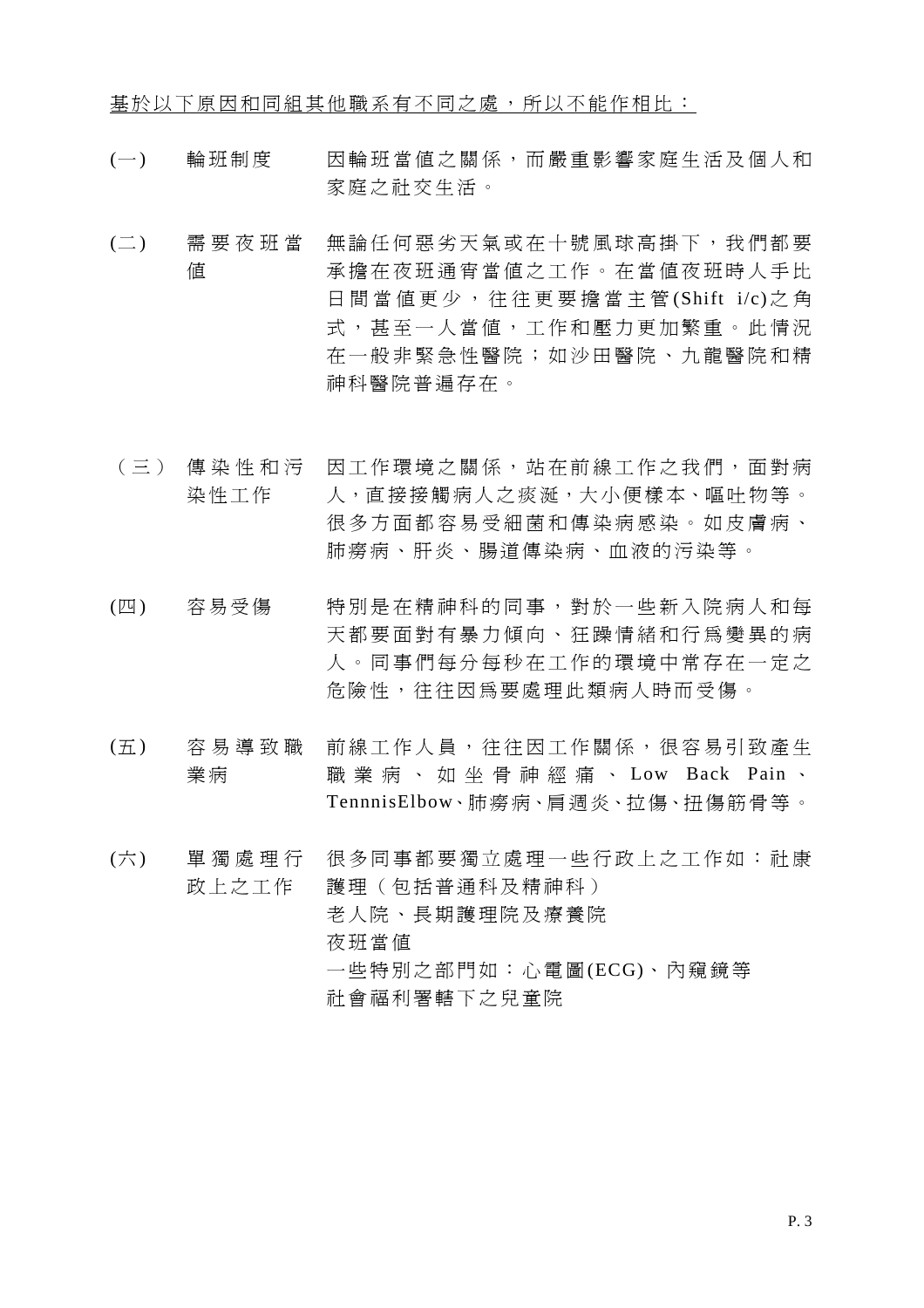<u>基於以下原因和同組其他職系有不同之處，所以不能作相比：</u>

| | | |
|---|---|---|
| (一) | 輪班制度 | 因輪班當值之關係，而嚴重影響家庭生活及個人和家庭之社交生活。 |
| (二) | 需要夜班當值 | 無論任何惡劣天氣或在十號風球高掛下，我們都要承擔在夜班通宵當值之工作。在當值夜班時人手比日間當值更少，往往更要擔當主管(Shift i/c)之角式，甚至一人當值，工作和壓力更加繁重。此情況在一般非緊急性醫院；如沙田醫院、九龍醫院和精神科醫院普遍存在。 |
| （三） | 傳染性和污染性工作 | 因工作環境之關係，站在前線工作之我們，面對病人，直接接觸病人之痰涎，大小便樣本、嘔吐物等。很多方面都容易受細菌和傳染病感染。如皮膚病、肺癆病、肝炎、腸道傳染病、血液的污染等。 |
| (四) | 容易受傷 | 特別是在精神科的同事，對於一些新入院病人和每天都要面對有暴力傾向、狂躁情緒和行爲變異的病人。同事們每分每秒在工作的環境中常存在一定之危險性，往往因爲要處理此類病人時而受傷。 |
| (五) | 容易導致職業病 | 前線工作人員，往往因工作關係，很容易引致產生職業病、如坐骨神經痛、Low Back Pain、TennnisElbow、肺癆病、肩週炎、拉傷、扭傷筋骨等。 |
| (六) | 單獨處理行政上之工作 | 很多同事都要獨立處理一些行政上之工作如：社康護理（包括普通科及精神科）<br>老人院、長期護理院及療養院<br>夜班當值<br>一些特別之部門如：心電圖(ECG)、內窺鏡等<br>社會福利署轄下之兒童院 |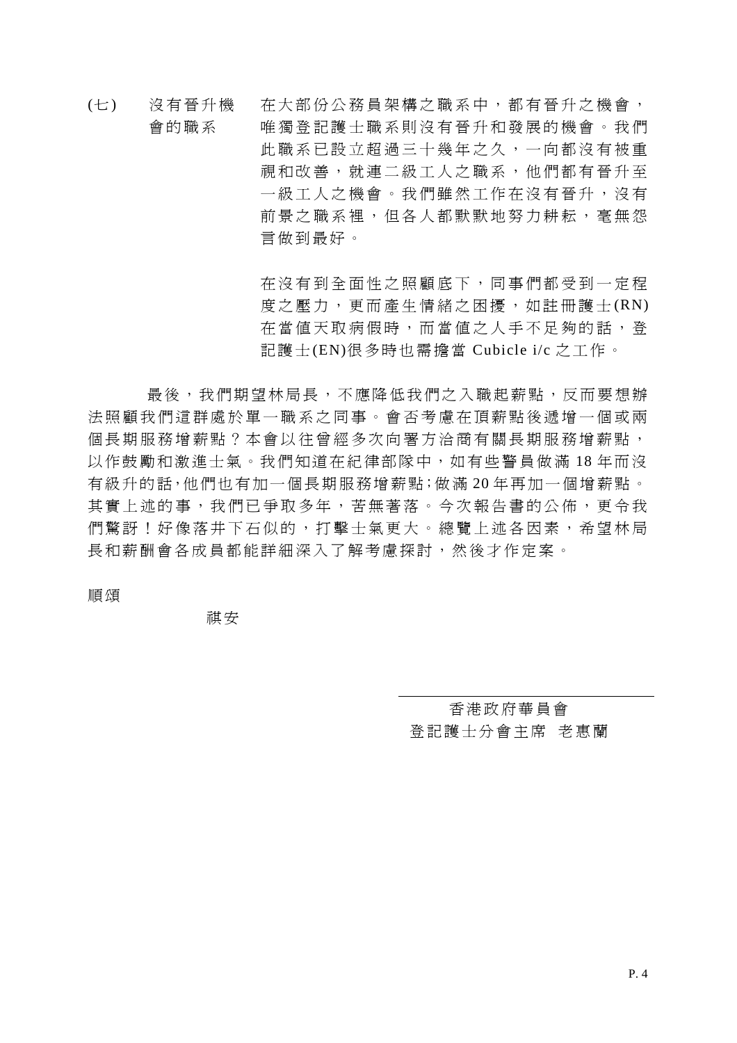(七) 沒有晉升機會的職系

在大部份公務員架構之職系中，都有晉升之機會，唯獨登記護士職系則沒有晉升和發展的機會。我們此職系已設立超過三十幾年之久，一向都沒有被重視和改善，就連二級工人之職系，他們都有晉升至一級工人之機會。我們雖然工作在沒有晉升，沒有前景之職系裡，但各人都默默地努力耕耘，毫無怨言做到最好。

在沒有到全面性之照顧底下，同事們都受到一定程度之壓力，更而產生情緒之困擾，如註冊護士(RN)在當值天取病假時，而當值之人手不足夠的話，登記護士(EN)很多時也需擔當 Cubicle i/c 之工作。

最後，我們期望林局長，不應降低我們之入職起薪點，反而要想辦法照顧我們這群處於單一職系之同事。會否考慮在頂薪點後遞增一個或兩個長期服務增薪點？本會以往曾經多次向署方洽商有關長期服務增薪點，以作鼓勵和激進士氣。我們知道在紀律部隊中，如有些警員做滿 18 年而沒有級升的話,他們也有加一個長期服務增薪點;做滿 20 年再加一個增薪點。其實上述的事，我們已爭取多年，苦無著落。今次報告書的公佈，更令我們驚訝！好像落井下石似的，打擊士氣更大。總覽上述各因素，希望林局長和薪酬會各成員都能詳細深入了解考慮探討，然後才作定案。

順頌

祺安

香港政府華員會
登記護士分會主席 老惠蘭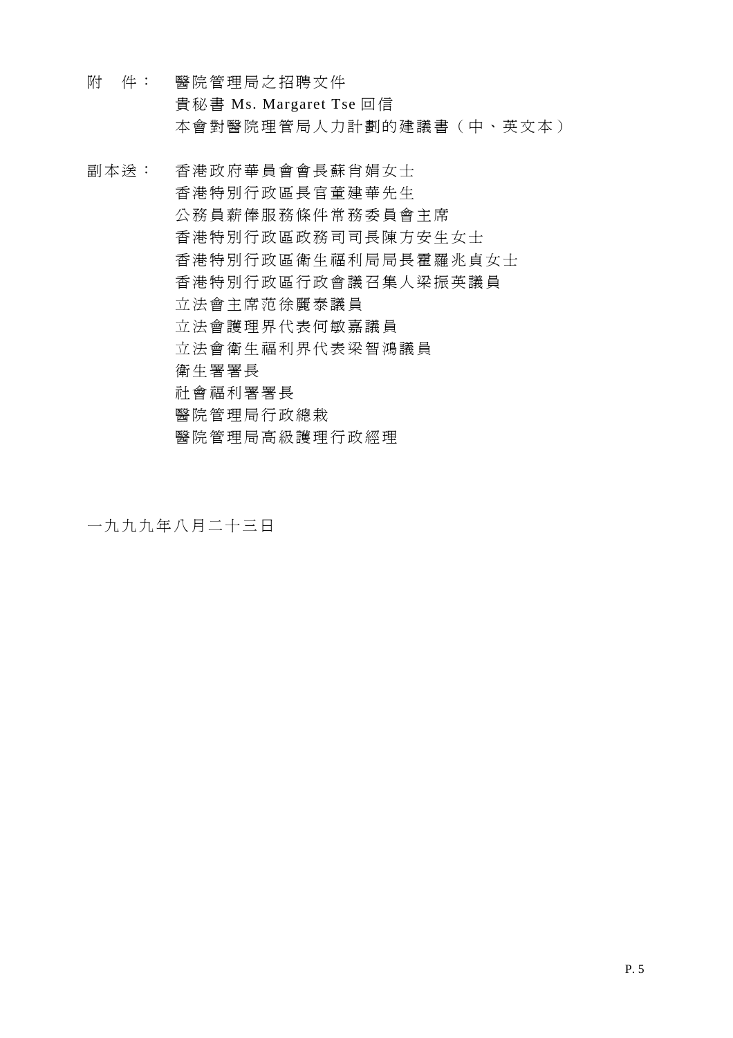附　件：　醫院管理局之招聘文件  
　　　　　貴秘書 Ms. Margaret Tse 回信  
　　　　　本會對醫院理管局人力計劃的建議書（中、英文本）

副本送：　香港政府華員會會長蘇肖娟女士  
　　　　　香港特別行政區長官董建華先生  
　　　　　公務員薪俸服務條件常務委員會主席  
　　　　　香港特別行政區政務司司長陳方安生女士  
　　　　　香港特別行政區衛生福利局局長霍羅兆貞女士  
　　　　　香港特別行政區行政會議召集人梁振英議員  
　　　　　立法會主席范徐麗泰議員  
　　　　　立法會護理界代表何敏嘉議員  
　　　　　立法會衛生福利界代表梁智鴻議員  
　　　　　衛生署署長  
　　　　　社會福利署署長  
　　　　　醫院管理局行政總裁  
　　　　　醫院管理局高級護理行政經理

一九九九年八月二十三日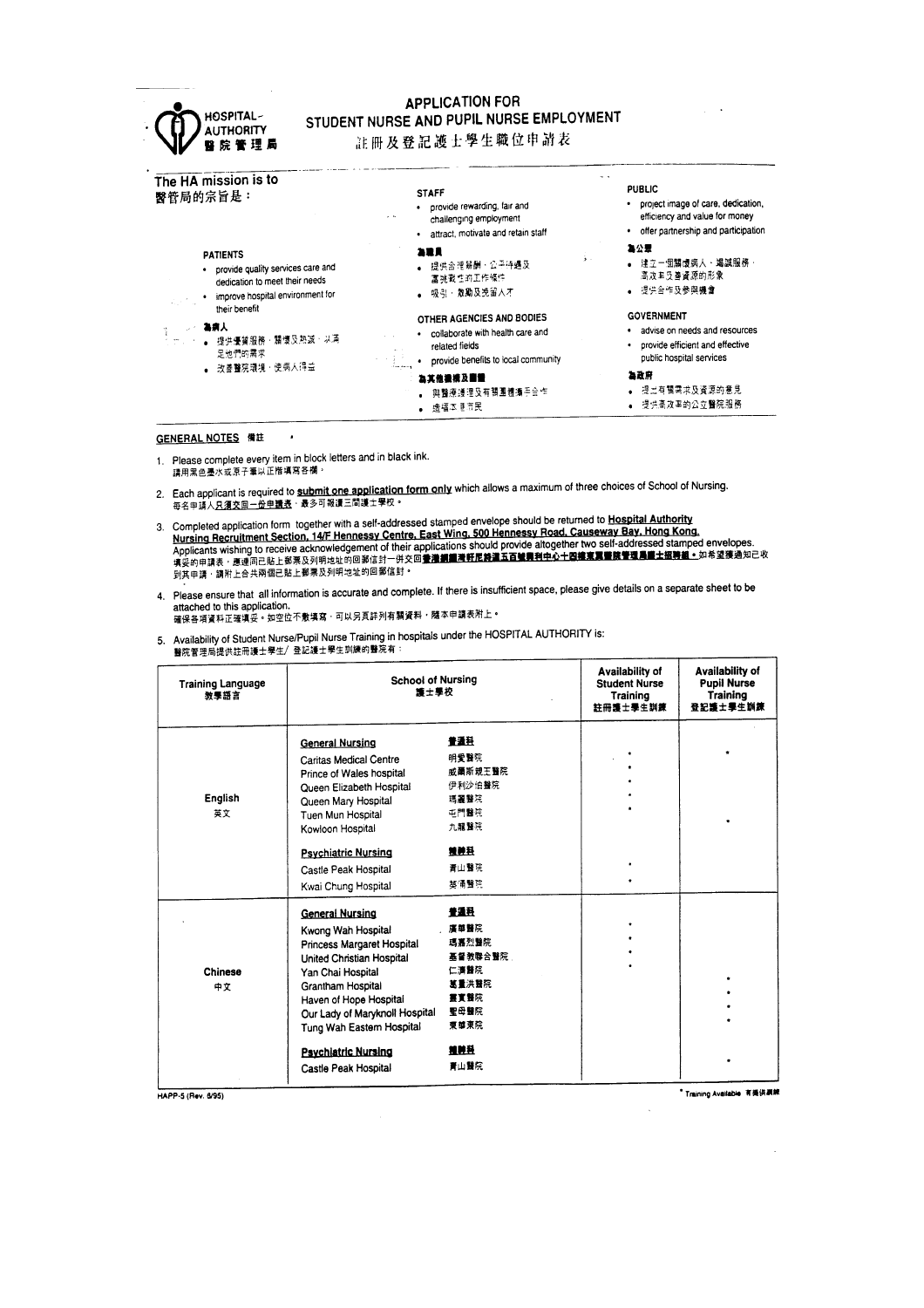# APPLICATION FOR STUDENT NURSE AND PUPIL NURSE EMPLOYMENT

# 註冊及登記護士學生職位申請表

HOSPITAL AUTHORITY 醫院管理局

## The HA mission is to
## 醫管局的宗旨是：

**PATIENTS**

- provide quality services care and dedication to meet their needs
- improve hospital environment for their benefit

**為病人**

- 提供優質服務，關懷及熱誠，以滿足他們的需求
- 改善醫院環境，使病人得益

**STAFF**

- provide rewarding, fair and challenging employment
- attract, motivate and retain staff

**為職員**

- 提供合理報酬，公平待遇及富挑戰性的工作條件
- 吸引，激勵及挽留人才

**OTHER AGENCIES AND BODIES**

- collaborate with health care and related fields
- provide benefits to local community

**為其他機構及團體**

- 與醫療護理及有關團體攜手合作
- 造福本港市民

**PUBLIC**

- project image of care, dedication, efficiency and value for money
- offer partnership and participation

**為公眾**

- 建立一個關懷病人，竭誠服務，高效率及善用資源的形象
- 提供合作及參與機會

**GOVERNMENT**

- advise on needs and resources
- provide efficient and effective public hospital services

**為政府**

- 提出有關需求及資源的意見
- 提供高效率的公立醫院服務

## GENERAL NOTES 備註

1. Please complete every item in block letters and in black ink.
   請用黑色墨水或原子筆以正楷填寫各欄。
2. Each applicant is required to **submit one application form only** which allows a maximum of three choices of School of Nursing.
   每名申請人**只須交回一份申請表**，最多可報讀三間護士學校。
3. Completed application form together with a self-addressed stamped envelope should be returned to **Hospital Authority Nursing Recruitment Section, 14/F Hennessy Centre, East Wing, 500 Hennessy Road, Causeway Bay, Hong Kong.**
   Applicants wishing to receive acknowledgement of their applications should provide altogether two self-addressed stamped envelopes.
   填妥的申請表，應連同已貼上郵票及列明地址的回郵信封一併交回**香港銅鑼灣軒尼詩道五百號興利中心十四樓東翼醫院管理局護士招聘組**。如希望獲通知已收到其申請，請附上合共兩個已貼上郵票及列明地址的回郵信封。
4. Please ensure that all information is accurate and complete. If there is insufficient space, please give details on a separate sheet to be attached to this application.
   確保各項資料正確填妥。如空位不敷填寫，可以另頁詳列有關資料，隨本申請表附上。
5. Availability of Student Nurse/Pupil Nurse Training in hospitals under the HOSPITAL AUTHORITY is:
   醫院管理局提供註冊護士學生/登記護士學生訓練的醫院有：

| Training Language 教學語言 | School of Nursing 護士學校 | | Availability of Student Nurse Training 註冊護士學生訓練 | Availability of Pupil Nurse Training 登記護士學生訓練 |
|---|---|---|---|---|
| English 英文 | **General Nursing** | **普通科** | | |
| | Caritas Medical Centre | 明愛醫院 | • | • |
| | Prince of Wales hospital | 威爾斯親王醫院 | • | |
| | Queen Elizabeth Hospital | 伊利沙伯醫院 | • | |
| | Queen Mary Hospital | 瑪麗醫院 | • | |
| | Tuen Mun Hospital | 屯門醫院 | • | |
| | Kowloon Hospital | 九龍醫院 | | • |
| | **Psychiatric Nursing** | **精神科** | | |
| | Castle Peak Hospital | 青山醫院 | • | |
| | Kwai Chung Hospital | 葵涌醫院 | • | |
| Chinese 中文 | **General Nursing** | **普通科** | | |
| | Kwong Wah Hospital | 廣華醫院 | • | |
| | Princess Margaret Hospital | 瑪嘉烈醫院 | • | |
| | United Christian Hospital | 基督教聯合醫院 | • | |
| | Yan Chai Hospital | 仁濟醫院 | • | |
| | Grantham Hospital | 葛量洪醫院 | | • |
| | Haven of Hope Hospital | 靈實醫院 | | • |
| | Our Lady of Maryknoll Hospital | 聖母醫院 | | • |
| | Tung Wah Eastern Hospital | 東華東院 | | • |
| | **Psychiatric Nursing** | **精神科** | | |
| | Castle Peak Hospital | 青山醫院 | | • |

HAPP-5 (Rev. 8/95)

• Training Available 有提供訓練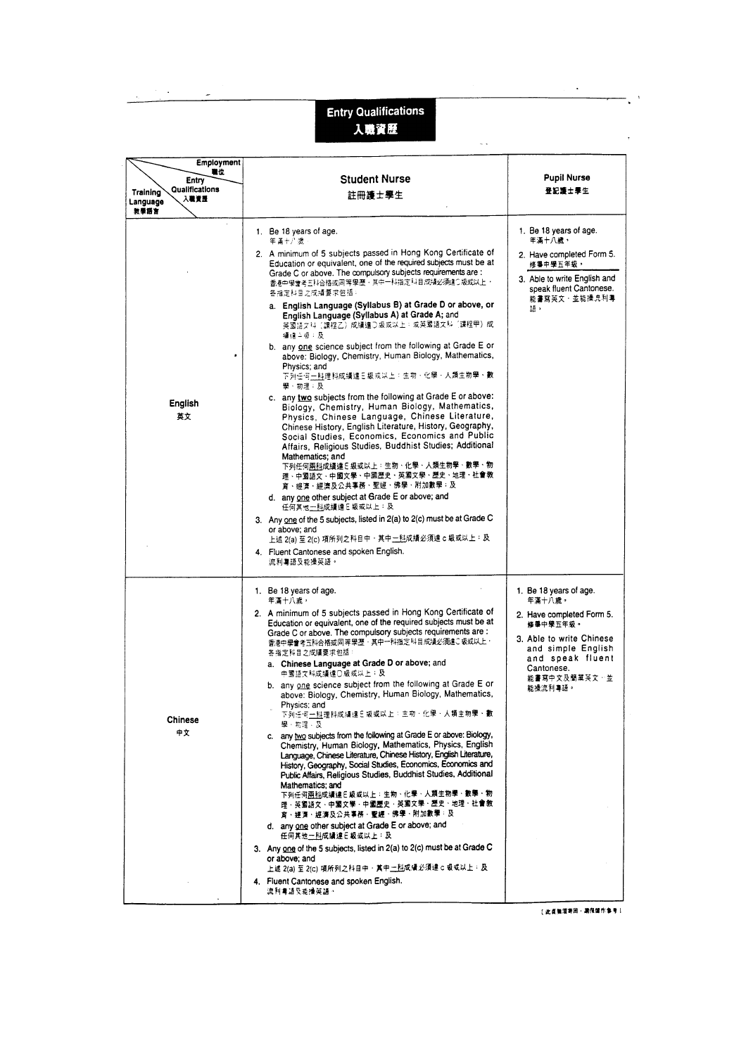# Entry Qualifications
# 入職資歷

| Employment 職位 / Entry Qualifications 入職資歷 / Training Language 教學語言 | Student Nurse 註冊護士學生 | Pupil Nurse 登記護士學生 |
|---|---|---|
| English 英文 | 1. Be 18 years of age. 年滿十八歲。<br>2. A minimum of 5 subjects passed in Hong Kong Certificate of Education or equivalent, one of the required subjects must be at Grade C or above. The compulsory subjects requirements are : 香港中學會考五科合格或同等學歷，其中一科指定科目成績必須達C級或以上，各指定科目之成績要求包括：<br>a. **English Language (Syllabus B) at Grade D or above, or English Language (Syllabus A) at Grade A; and** 英國語文科（課程乙）成績達D級或以上，或英國語文科（課程甲）成績達A級；及<br>b. any <u>one</u> science subject from the following at Grade E or above: Biology, Chemistry, Human Biology, Mathematics, Physics; and 下列任何一科理科成績達E級或以上：生物、化學、人類生物學、數學、物理；及<br>c. any <u>two</u> subjects from the following at Grade E or above: Biology, Chemistry, Human Biology, Mathematics, Physics, Chinese Language, Chinese Literature, Chinese History, English Literature, History, Geography, Social Studies, Economics, Economics and Public Affairs, Religious Studies, Buddhist Studies; Additional Mathematics; and 下列任何兩科成績達E級或以上：生物、化學、人類生物學、數學、物理、中國語文、中國文學、中國歷史、英國文學、歷史、地理、社會教育、經濟、經濟及公共事務、聖經、佛學、附加數學；及<br>d. any <u>one</u> other subject at Grade E or above; and 任何其他一科成績達E級或以上；及<br>3. Any <u>one</u> of the 5 subjects, listed in 2(a) to 2(c) must be at Grade C or above; and 上述2(a)至2(c)項所列之科目中，其中一科成績必須達C級或以上；及<br>4. Fluent Cantonese and spoken English. 流利粵語及能操英語。 | 1. Be 18 years of age. 年滿十八歲。<br>2. Have completed Form 5. 修畢中學五年級。<br>3. Able to write English and speak fluent Cantonese. 能書寫英文，並能操流利粵語。 |
| Chinese 中文 | 1. Be 18 years of age. 年滿十八歲。<br>2. A minimum of 5 subjects passed in Hong Kong Certificate of Education or equivalent, one of the required subjects must be at Grade C or above. The compulsory subjects requirements are : 香港中學會考五科合格或同等學歷，其中一科指定科目成績必須達C級或以上，各指定科目之成績要求包括：<br>a. **Chinese Language at Grade D or above; and** 中國語文科成績達D級或以上；及<br>b. any <u>one</u> science subject from the following at Grade E or above: Biology, Chemistry, Human Biology, Mathematics, Physics; and 下列任何一科理科成績達E級或以上：生物、化學、人類生物學、數學、物理；及<br>c. any <u>two</u> subjects from the following at Grade E or above: Biology, Chemistry, Human Biology, Mathematics, Physics, English Language, Chinese Literature, Chinese History, English Literature, History, Geography, Social Studies, Economics, Economics and Public Affairs, Religious Studies, Buddhist Studies, Additional Mathematics; and 下列任何兩科成績達E級或以上：生物、化學、人類生物學、數學、物理、英國語文、中國文學、中國歷史、英國文學、歷史、地理、社會教育、經濟、經濟及公共事務、聖經、佛學、附加數學；及<br>d. any <u>one</u> other subject at Grade E or above; and 任何其他一科成績達E級或以上；及<br>3. Any <u>one</u> of the 5 subjects, listed in 2(a) to 2(c) must be at Grade C or above; and 上述2(a)至2(c)項所列之科目中，其中一科成績必須達C級或以上；及<br>4. Fluent Cantonese and spoken English. 流利粵語及能操英語。 | 1. Be 18 years of age. 年滿十八歲。<br>2. Have completed Form 5. 修畢中學五年級。<br>3. Able to write Chinese and simple English and speak fluent Cantonese. 能書寫中文及簡單英文，並能操流利粵語。 |

（此頁僅適用於，謹作參考）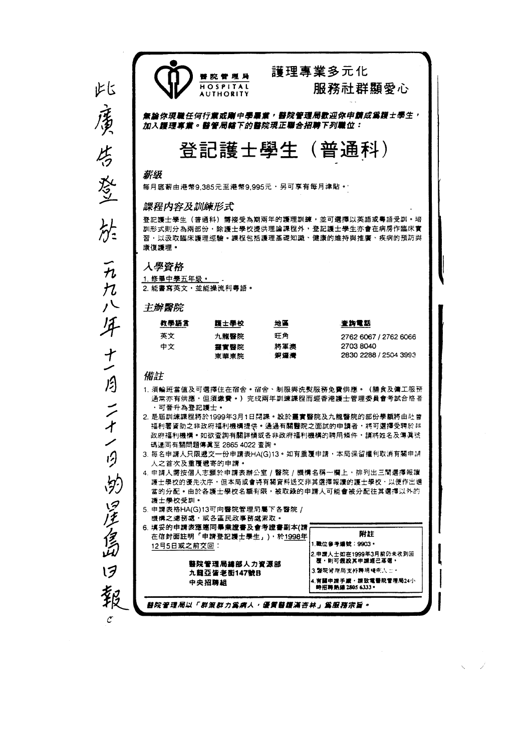此廣告登於一九九八年十一月二十一日的星島日報

醫院管理局
HOSPITAL AUTHORITY

護理專業多元化
服務社群顯愛心

***無論你現職任何行業或剛中學畢業，醫院管理局歡迎你申請成為護士學生，加入護理專業。醫管局轄下的醫院現正聯合招聘下列職位：***

# 登記護士學生（普通科）

### *薪級*

每月底薪由港幣9,385元至港幣9,995元，另可享有每月津貼。

### *課程內容及訓練形式*

登記護士學生（普通科）需接受為期兩年的護理訓練，並可選擇以英語或粵語受訓。培訓形式則分為兩部份，除護士學校提供理論課程外，登記護士學生亦會在病房作臨床實習，以汲取臨床護理經驗。課程包括護理基礎知識、健康的維持與推廣、疾病的預防與康復護理。

### *入學資格*

1. 修畢中學五年級。
2. 能書寫英文，並能操流利粵語。

### *主辦醫院*

| 教學語言 | 護士學校 | 地區 | 查詢電話 |
|---|---|---|---|
| 英文 | 九龍醫院 | 旺角 | 2762 6067 / 2762 6066 |
| 中文 | 靈實醫院 | 將軍澳 | 2703 8040 |
| | 東華東院 | 銅鑼灣 | 2830 2288 / 2504 3993 |

### *備註*

1. 須輪班當值及可選擇住在宿舍。宿舍、制服與洗熨服務免費供應。（膳食及傭工服務通常亦有供應，但須繳費。）完成兩年訓練課程而經香港護士管理委員會考試合格者，可晉升為登記護士。
2. 是屆訓練課程將於1999年3月1日開課。設於靈實醫院及九龍醫院的部份學額將由社會福利署資助之非政府福利機構提供。通過有關醫院之面試的申請者，將可選擇受聘於非政府福利機構。如欲查詢有關詳情或各非政府福利機構的聘用條件，請將姓名及傳真號碼連同有關問題傳真至 2865 4022 查詢。
3. 每名申請人只限遞交一份申請表HA(G)13。如有重覆申請，本局保留權利取消有關申請人之首次及重覆遞寄的申請。
4. 申請人需按個人志願於申請表辦公室 / 醫院 / 機構名稱一欄上，排列出三間選擇報讀護士學校的優先次序，但本局或會將有關資料送交非其選擇報讀的護士學校，以便作出適當的分配。由於各護士學校名額有限，被取錄的申請人可能會被分配往其選擇以外的護士學校受訓。
5. 申請表格HA(G)13可向醫院管理局屬下各醫院 / 機構之總務處，或各區民政事務處索取。
6. 填妥的申請表應連同畢業證書及會考證書副本(請在信封面註明「申請登記護士學生」)，於1998年12月5日或之前交回：

**醫院管理局總部人力資源部**
**九龍亞皆老街147號B**
**中央招聘組**

**附註**

1. 職位參考編號：9903。
2. 申請人士如在1999年3月前仍未收到回覆，則可假設其申請經已落選。
3. 醫院管理局支持聘用殘疾人士。
4. 有關申請手續，請致電醫院管理局24小時招聘熱線 2805 6333。

***醫院管理局以「群策群力為病人，優質醫護滿杏林」為服務宗旨。***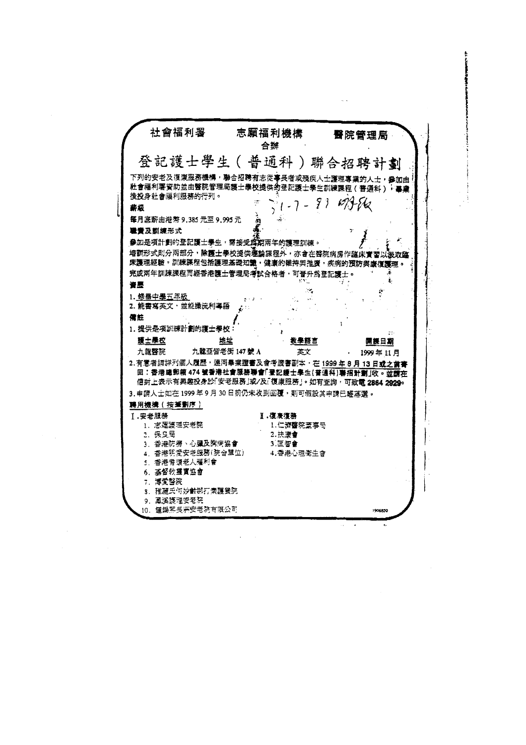社會福利署　　志願福利機構　　醫院管理局

合辦

# 登記護士學生（普通科）聯合招聘計劃

下列的安老及復康服務機構，聯合招聘有志從事長者或殘疾人士護理專業的人士，參加由社會福利署資助並由醫院管理局護士學校提供的登記護士學生訓練課程（普通科），畢業後投身社會福利服務的行列。

31-7-99 明報

**薪級**

每月底薪由港幣 9,385 元至 9,995 元

**職責及訓練形式**

參加是項計劃的登記護士學生，需接受為期兩年的護理訓練。

培訓形式則分兩部分，除護士學校提供理論課程外，亦會在醫院病房作臨床實習以汲取臨床護理經驗。訓練課程包括護理基礎知識，健康的維持與推廣，疾病的預防與康復護理。完成兩年訓練課程而經香港護士管理局考試合格者，可晉升為登記護士。

**資歷**

1. 修畢中學五年級
2. 能書寫英文，並能操流利粵語

**備註**

1. 提供是項訓練計劃的護士學校：

| 護士學校 | 地址 | 教學語言 | 開課日期 |
| --- | --- | --- | --- |
| 九龍醫院 | 九龍亞皆老街 147 號 A | 英文 | 1999 年 11 月 |

2. 有意者請詳列個人履歷，連同畢業證書及會考證書副本，在 1999 年 8 月 13 日或之前寄回：香港總郵箱 474 號香港社會服務聯會「登記護士學生（普通科）聯招計劃」收。並請在信封上表示有興趣投身於「安老服務」或/及「復康服務」。如有查詢，可致電 2864 2929。
3. 申請人士如在 1999 年 9 月 30 日前仍未收到回覆，則可假設其申請已經落選。

**聘用機構（按筆劃序）**

Ⅰ.安老服務

1. 志蓮護理安老院
2. 保良局
3. 香港防癆、心臟及胸病協會
4. 香港聖公會福利協會安老服務（院舍單位）
5. 香港耆康老人福利會
6. 基督教靈實協會
7. 博愛醫院
8. 雅麗氏何妙齡那打素護養院
9. 鳳溪護理安老院
10. 鐘鳴郭長洲安老院有限公司

Ⅱ.復康服務

1. 仁濟醫院董事局
2. 扶康會
3. 匡智會
4. 香港心理衛生會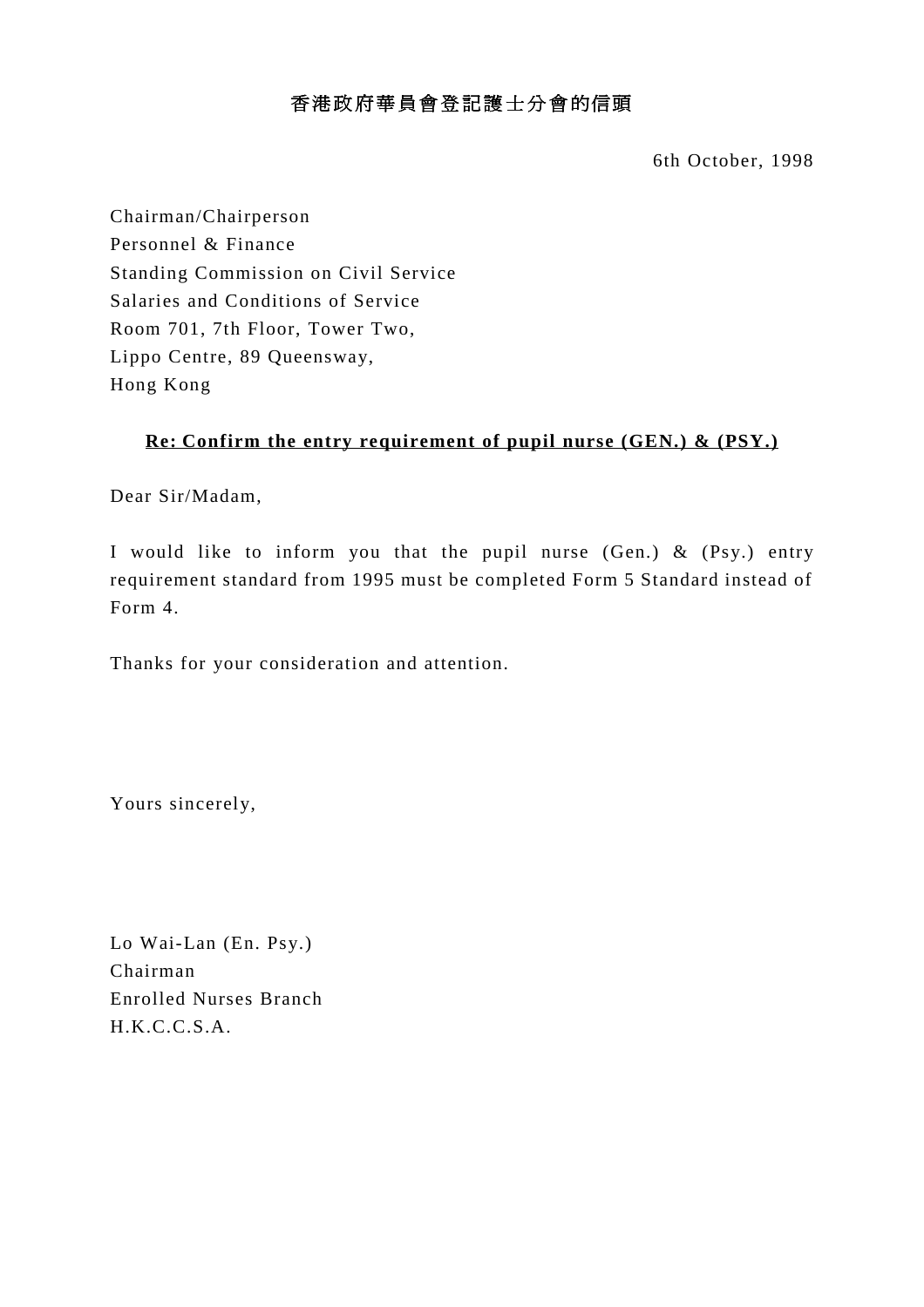香港政府華員會登記護士分會的信頭

6th October, 1998

Chairman/Chairperson
Personnel & Finance
Standing Commission on Civil Service
Salaries and Conditions of Service
Room 701, 7th Floor, Tower Two,
Lippo Centre, 89 Queensway,
Hong Kong

**<u>Re: Confirm the entry requirement of pupil nurse (GEN.) & (PSY.)</u>**

Dear Sir/Madam,

I would like to inform you that the pupil nurse (Gen.) & (Psy.) entry requirement standard from 1995 must be completed Form 5 Standard instead of Form 4.

Thanks for your consideration and attention.

Yours sincerely,

Lo Wai-Lan (En. Psy.)
Chairman
Enrolled Nurses Branch
H.K.C.C.S.A.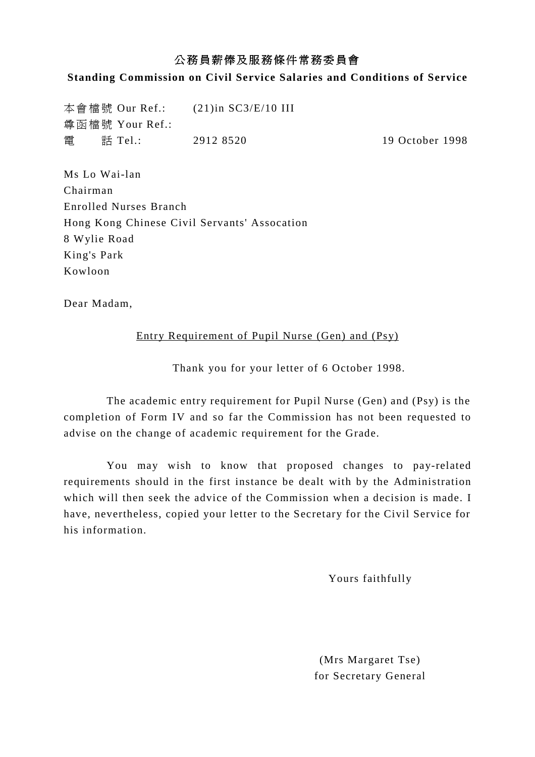公務員薪俸及服務條件常務委員會

**Standing Commission on Civil Service Salaries and Conditions of Service**

本會檔號 Our Ref.: (21)in SC3/E/10 III
尊函檔號 Your Ref.:
電　話 Tel.: 2912 8520

19 October 1998

Ms Lo Wai-lan
Chairman
Enrolled Nurses Branch
Hong Kong Chinese Civil Servants' Assocation
8 Wylie Road
King's Park
Kowloon

Dear Madam,

Entry Requirement of Pupil Nurse (Gen) and (Psy)

Thank you for your letter of 6 October 1998.

The academic entry requirement for Pupil Nurse (Gen) and (Psy) is the completion of Form IV and so far the Commission has not been requested to advise on the change of academic requirement for the Grade.

You may wish to know that proposed changes to pay-related requirements should in the first instance be dealt with by the Administration which will then seek the advice of the Commission when a decision is made. I have, nevertheless, copied your letter to the Secretary for the Civil Service for his information.

Yours faithfully

(Mrs Margaret Tse)
for Secretary General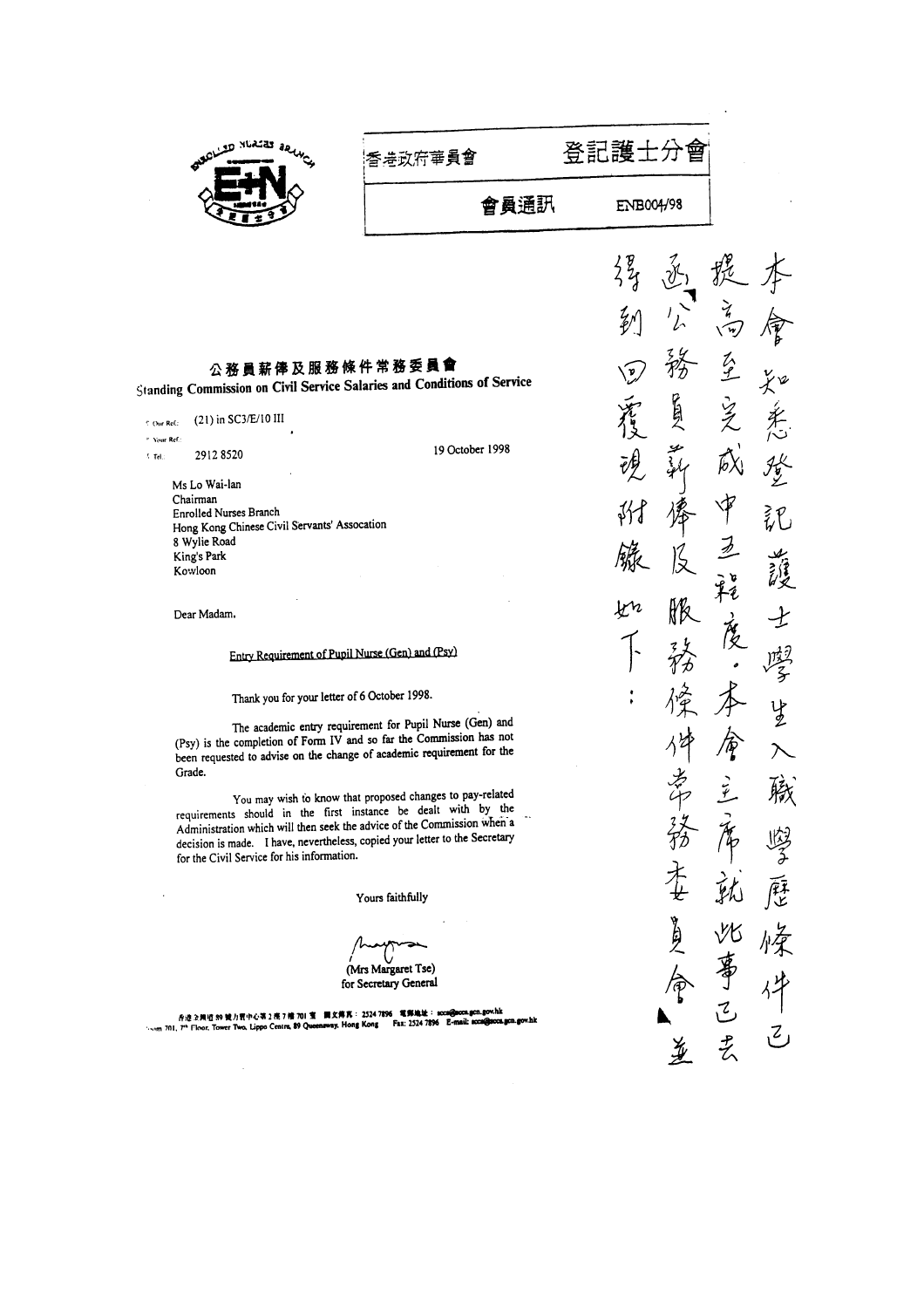香港政府華員會 登記護士分會

會員通訊 ENB004/98

本會知悉登記護士學生入職學歷條件已提高至完成中五程度。本會主席就此事已去函公務員薪俸及服務條件常務委員會，並得到回覆現附錄如下：

## 公務員薪俸及服務條件常務委員會
## Standing Commission on Civil Service Salaries and Conditions of Service

Our Ref.: (21) in SC3/E/10 III

Your Ref.:

Tel.: 2912 8520

19 October 1998

Ms Lo Wai-lan
Chairman
Enrolled Nurses Branch
Hong Kong Chinese Civil Servants' Assocation
8 Wylie Road
King's Park
Kowloon

Dear Madam,

Entry Requirement of Pupil Nurse (Gen) and (Psy)

Thank you for your letter of 6 October 1998.

The academic entry requirement for Pupil Nurse (Gen) and (Psy) is the completion of Form IV and so far the Commission has not been requested to advise on the change of academic requirement for the Grade.

You may wish to know that proposed changes to pay-related requirements should in the first instance be dealt with by the Administration which will then seek the advice of the Commission when a decision is made. I have, nevertheless, copied your letter to the Secretary for the Civil Service for his information.

Yours faithfully

(Mrs Margaret Tse)
for Secretary General

香港金鐘道89號力寶中心第2座7樓701室 圖文傳真：2524 7896 電郵地址：scca@scca.gcn.gov.hk
Room 701, 7th Floor, Tower Two, Lippo Centre, 89 Queensway, Hong Kong Fax: 2524 7896 E-mail: scca@scca.gcn.gov.hk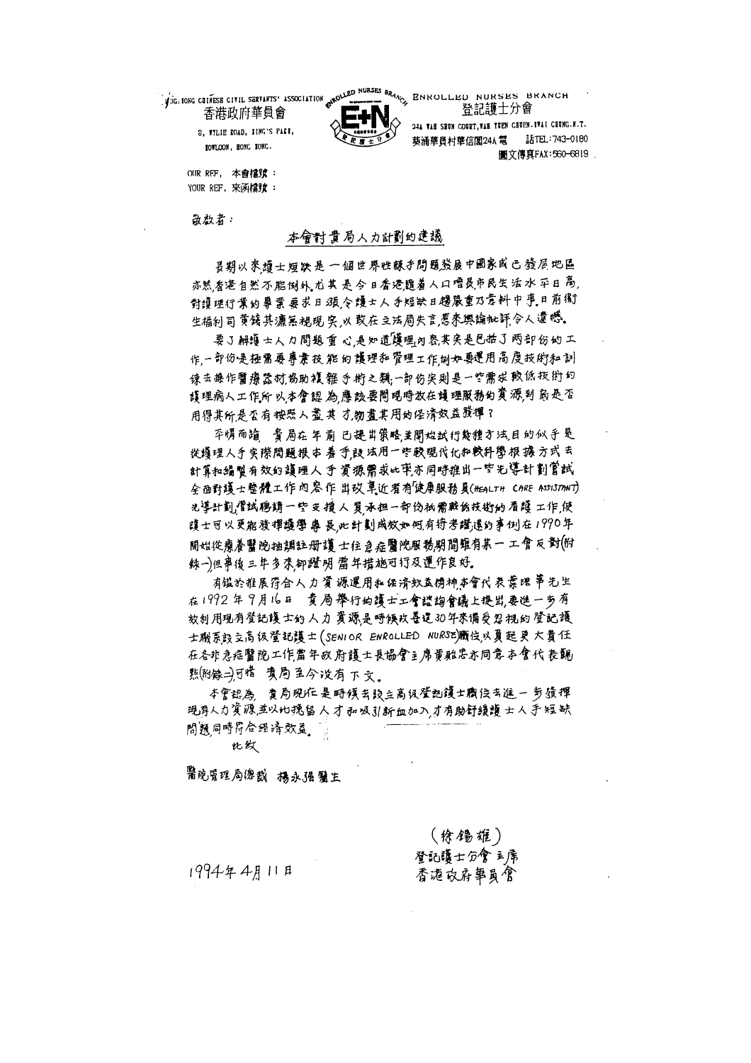HONG KONG CHINESE CIVIL SERVANTS' ASSOCIATION
香港政府華員會
8, WYLIE ROAD, KING'S PARK,
KOWLOON, HONG KONG.

ENROLLED NURSES BRANCH
登記護士分會
24A WAH SHUN COURT, WAH YUEN CHUEN, KWAI CHUNG, N.T.
葵涌華員村華信閣24A 電話TEL: 743-0180
圖文傳真FAX: 560-6819

OUR REF. 本會檔號：
YOUR REF. 來函檔號：

敬啟者：

## 本會對貴局人力計劃的建議

長期以來護士短缺是一個世界性棘手問題發展中國家或已發展地區亦然，香港自然不能倒外。尤其是今日香港隨着人口增長市民生活水平日高，對護理行業的專業要求日漲，令護士人手短缺日趨嚴重乃意料中事。日前衞生福利司黃錢其濂無視現實，以致在立法局失言，惹來輿論批評，令人遺憾。

要了解護士人力問題重心，是知道護理內容其實是包括了兩部份的工作，一部份是極需要專業技能的護理和管理工作，例如要運用高度技術和訓練去操作醫療器材，協助複雜手術之類；一部份實則是一些需求較低技術的護理病人工作。所以本會認為，應該要問現時放在護理服務的資源，到底是否用得其所，是否有按照人盡其才，物盡其用的經濟效益發揮？

平情而論，貴局在年前已提出策略，並開始試行數種方法，目的似乎是從護理人手實際問題根本着手，設法用一些較現代化和較科學根據方式去計算和編製有效的護理人手資源需求比率，亦同時推出一些先導計劃嘗試全面對護士整體工作內容作出改革。近者有「健康服務員(HEALTH CARE ASSISTANT)先導計劃」嘗試聘請一些支援人員，承担一部份祇需較低技術的看護工作，使護士可以更能發揮護學專長，此計劃成效如何，有待考證。遠的事例在1990年開始從療養醫院抽調註冊護士往急症醫院服務，期間雖有某一工會反對(附錄一)但事後三年多來，卻證明當年措施可行及運作良好。

有鑑於推展符合人力資源運用和經濟效益精神，本會代表葉理革先生在1992年9月16日貴局舉行的護士工會諮詢會議上提出，要進一步有效利用現有登記護士的人力資源，是時候改善近30年來備受忽視的登記護士職系設立高級登記護士(SENIOR ENROLLED NURSE)職位，以負起更大責任在各非急症醫院工作。當年政府護士長協會主席黃照宏亦同意本會代表觀點(附錄二)可惜貴局至今沒有下文。

本會認為，貴局現在是時候去設立高級登記護士職位去進一步發揮現有人力資源，並以此挽留人才和吸引新血加入，才有助舒緩護士人手短缺問題，同時符合經濟效益。

此致

醫院管理局總裁 楊永強醫生

(徐錫権)
登記護士分會 主席
香港政府華員會

1994年4月11日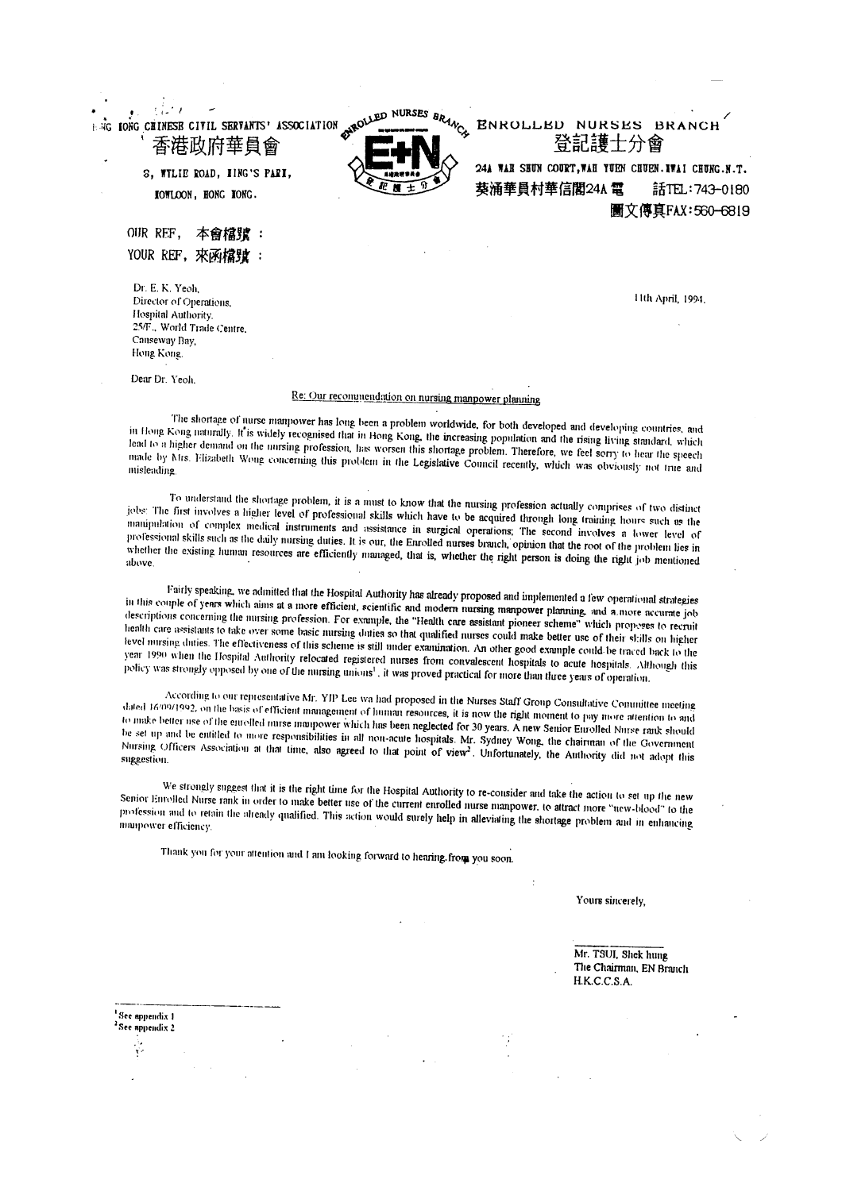HONG KONG CHINESE CIVIL SERVANTS' ASSOCIATION
香港政府華員會
3, WYLIE ROAD, KING'S PARK,
KOWLOON, HONG KONG.

ENROLLED NURSES BRANCH
登記護士分會
24A WAH SHUN COURT, WAH YUEN CHUEN. KWAI CHUNG. N.T.
葵涌華員村華信閣24A 電話TEL: 743-0180
圖文傳真FAX: 560-6819

OUR REF, 本會檔號：
YOUR REF, 來函檔號：

Dr. E. K. Yeoh,
Director of Operations,
Hospital Authority,
25/F., World Trade Centre,
Causeway Bay,
Hong Kong.

11th April, 1994.

Dear Dr. Yeoh,

Re: Our recommendation on nursing manpower planning

The shortage of nurse manpower has long been a problem worldwide, for both developed and developing countries, and in Hong Kong naturally. It is widely recognised that in Hong Kong, the increasing population and the rising living standard, which lead to a higher demand on the nursing profession, has worsen this shortage problem. Therefore, we feel sorry to hear the speech made by Mrs. Elizabeth Wong concerning this problem in the Legislative Council recently, which was obviously not true and misleading.

To understand the shortage problem, it is a must to know that the nursing profession actually comprises of two distinct jobs: The first involves a higher level of professional skills which have to be acquired through long training hours such as the manipulation of complex medical instruments and assistance in surgical operations; The second involves a lower level of professional skills such as the daily nursing duties. It is our, the Enrolled nurses branch, opinion that the root of the problem lies in whether the existing human resources are efficiently managed, that is, whether the right person is doing the right job mentioned above.

Fairly speaking, we admitted that the Hospital Authority has already proposed and implemented a few operational strategies in this couple of years which aims at a more efficient, scientific and modern nursing manpower planning, and a more accurate job descriptions concerning the nursing profession. For example, the "Health care assistant pioneer scheme" which proposes to recruit health care assistants to take over some basic nursing duties so that qualified nurses could make better use of their skills on higher level nursing duties. The effectiveness of this scheme is still under examination. An other good example could be traced back to the year 1990 when the Hospital Authority relocated registered nurses from convalescent hospitals to acute hospitals. Although this policy was strongly opposed by one of the nursing unions[1], it was proved practical for more than three years of operation.

According to our representative Mr. YIP Lee wa had proposed in the Nurses Staff Group Consultative Committee meeting dated 16/09/1992, on the basis of efficient management of human resources, it is now the right moment to pay more attention to and to make better use of the enrolled nurse manpower which has been neglected for 30 years. A new Senior Enrolled Nurse rank should be set up and be entitled to more responsibilities in all non-acute hospitals. Mr. Sydney Wong, the chairman of the Government Nursing Officers Association at that time, also agreed to that point of view[2]. Unfortunately, the Authority did not adopt this suggestion.

We strongly suggest that it is the right time for the Hospital Authority to re-consider and take the action to set up the new Senior Enrolled Nurse rank in order to make better use of the current enrolled nurse manpower, to attract more "new-blood" to the profession and to retain the already qualified. This action would surely help in alleviating the shortage problem and in enhancing manpower efficiency.

Thank you for your attention and I am looking forward to hearing from you soon.

Yours sincerely,

Mr. TSUI, Shek hung
The Chairman, EN Branch
H.K.C.C.S.A.

---

[1] See appendix 1
[2] See appendix 2